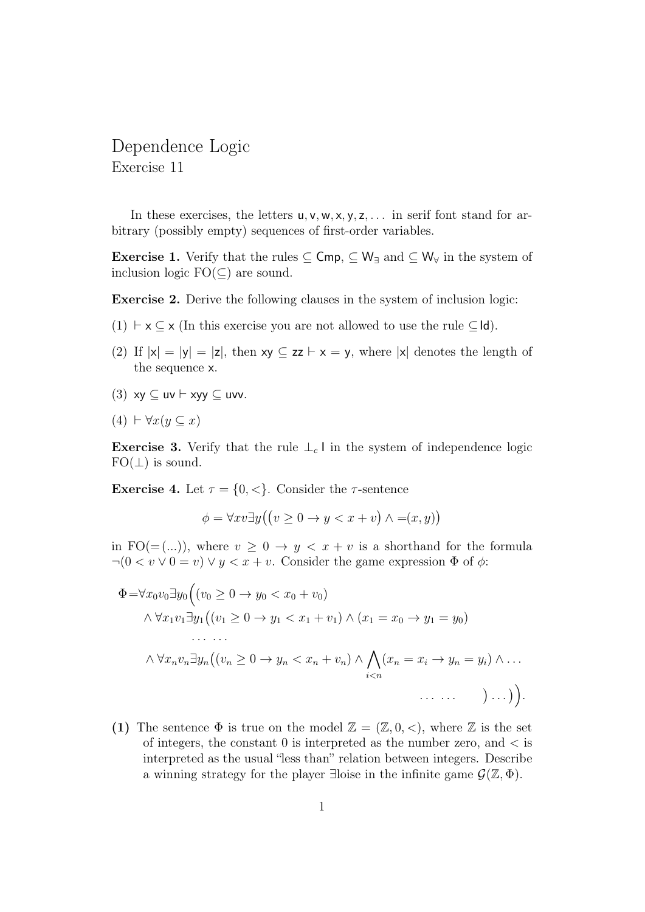# Dependence Logic
Exercise 11

In these exercises, the letters $\mathsf{u}, \mathsf{v}, \mathsf{w}, \mathsf{x}, \mathsf{y}, \mathsf{z}, \ldots$ in serif font stand for arbitrary (possibly empty) sequences of first-order variables.

**Exercise 1.** Verify that the rules $\subseteq \mathsf{Cmp}$, $\subseteq \mathsf{W}_\exists$ and $\subseteq \mathsf{W}_\forall$ in the system of inclusion logic FO($\subseteq$) are sound.

**Exercise 2.** Derive the following clauses in the system of inclusion logic:

(1) $\vdash \mathsf{x} \subseteq \mathsf{x}$ (In this exercise you are not allowed to use the rule $\subseteq \mathsf{Id}$).

(2) If $|\mathsf{x}| = |\mathsf{y}| = |\mathsf{z}|$, then $\mathsf{xy} \subseteq \mathsf{zz} \vdash \mathsf{x} = \mathsf{y}$, where $|\mathsf{x}|$ denotes the length of the sequence $\mathsf{x}$.

(3) $\mathsf{xy} \subseteq \mathsf{uv} \vdash \mathsf{xyy} \subseteq \mathsf{uvv}$.

(4) $\vdash \forall x(y \subseteq x)$

**Exercise 3.** Verify that the rule $\perp_c \mathsf{I}$ in the system of independence logic FO($\perp$) is sound.

**Exercise 4.** Let $\tau = \{0, <\}$. Consider the $\tau$-sentence

$$\phi = \forall x v \exists y \big( (v \geq 0 \to y < x + v) \wedge {=}(x, y) \big)$$

in FO(=(...)), where $v \geq 0 \to y < x + v$ is a shorthand for the formula $\neg(0 < v \vee 0 = v) \vee y < x + v$. Consider the game expression $\Phi$ of $\phi$:

$$\begin{aligned}
\Phi = & \forall x_0 v_0 \exists y_0 \Big( (v_0 \geq 0 \to y_0 < x_0 + v_0) \\
& \wedge \forall x_1 v_1 \exists y_1 \big( (v_1 \geq 0 \to y_1 < x_1 + v_1) \wedge (x_1 = x_0 \to y_1 = y_0) \\
& \qquad \cdots \cdots \\
& \wedge \forall x_n v_n \exists y_n \big( (v_n \geq 0 \to y_n < x_n + v_n) \wedge \bigwedge_{i<n} (x_n = x_i \to y_n = y_i) \wedge \ldots \\
& \qquad \qquad \qquad \qquad \cdots \cdots \qquad \big) \ldots \big) \Big).
\end{aligned}$$

**(1)** The sentence $\Phi$ is true on the model $\mathbb{Z} = (\mathbb{Z}, 0, <)$, where $\mathbb{Z}$ is the set of integers, the constant 0 is interpreted as the number zero, and $<$ is interpreted as the usual "less than" relation between integers. Describe a winning strategy for the player $\exists$loise in the infinite game $\mathcal{G}(\mathbb{Z}, \Phi)$.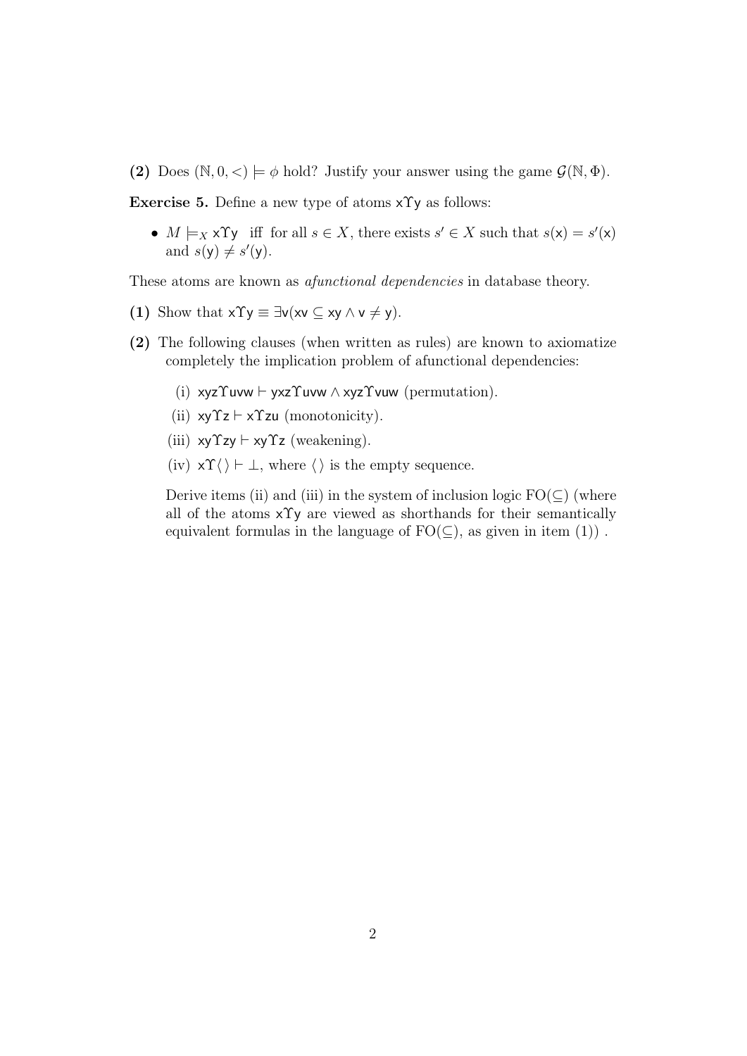**(2)** Does $(\mathbb{N}, 0, <) \models \phi$ hold? Justify your answer using the game $\mathcal{G}(\mathbb{N}, \Phi)$.

**Exercise 5.** Define a new type of atoms $\mathsf{x}\Upsilon\mathsf{y}$ as follows:

- $M \models_X \mathsf{x}\Upsilon\mathsf{y}$ iff for all $s \in X$, there exists $s' \in X$ such that $s(\mathsf{x}) = s'(\mathsf{x})$ and $s(\mathsf{y}) \neq s'(\mathsf{y})$.

These atoms are known as *afunctional dependencies* in database theory.

**(1)** Show that $\mathsf{x}\Upsilon\mathsf{y} \equiv \exists \mathsf{v}(\mathsf{xv} \subseteq \mathsf{xy} \wedge \mathsf{v} \neq \mathsf{y})$.

**(2)** The following clauses (when written as rules) are known to axiomatize completely the implication problem of afunctional dependencies:

(i) $\mathsf{xyz}\Upsilon\mathsf{uvw} \vdash \mathsf{yxz}\Upsilon\mathsf{uvw} \wedge \mathsf{xyz}\Upsilon\mathsf{vuw}$ (permutation).

(ii) $\mathsf{xy}\Upsilon\mathsf{z} \vdash \mathsf{x}\Upsilon\mathsf{zu}$ (monotonicity).

(iii) $\mathsf{xy}\Upsilon\mathsf{zy} \vdash \mathsf{xy}\Upsilon\mathsf{z}$ (weakening).

(iv) $\mathsf{x}\Upsilon\langle\,\rangle \vdash \bot$, where $\langle\,\rangle$ is the empty sequence.

Derive items (ii) and (iii) in the system of inclusion logic FO($\subseteq$) (where all of the atoms $\mathsf{x}\Upsilon\mathsf{y}$ are viewed as shorthands for their semantically equivalent formulas in the language of FO($\subseteq$), as given in item (1)) .